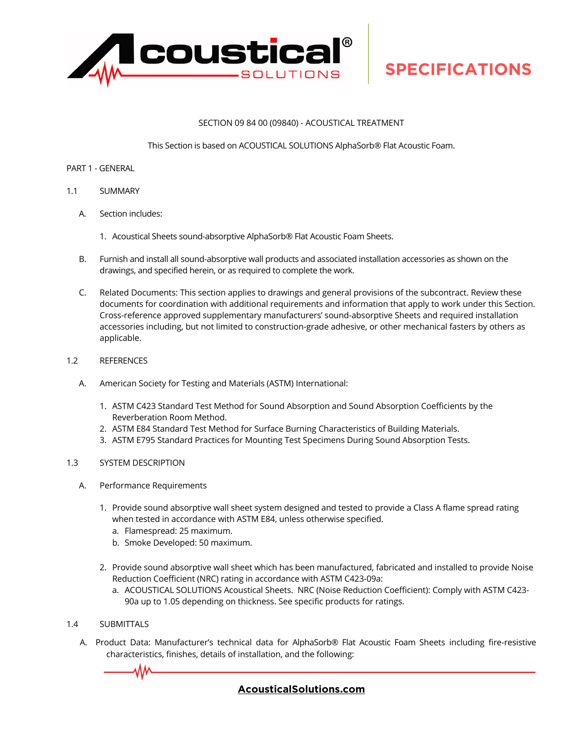# Acoustical SOLUTIONS — SPECIFICATIONS

SECTION 09 84 00 (09840) - ACOUSTICAL TREATMENT

This Section is based on ACOUSTICAL SOLUTIONS AlphaSorb® Flat Acoustic Foam.

## PART 1 - GENERAL

### 1.1 SUMMARY

A. Section includes:

1. Acoustical Sheets sound-absorptive AlphaSorb® Flat Acoustic Foam Sheets.

B. Furnish and install all sound-absorptive wall products and associated installation accessories as shown on the drawings, and specified herein, or as required to complete the work.

C. Related Documents: This section applies to drawings and general provisions of the subcontract. Review these documents for coordination with additional requirements and information that apply to work under this Section. Cross-reference approved supplementary manufacturers' sound-absorptive Sheets and required installation accessories including, but not limited to construction-grade adhesive, or other mechanical fasters by others as applicable.

### 1.2 REFERENCES

A. American Society for Testing and Materials (ASTM) International:

1. ASTM C423 Standard Test Method for Sound Absorption and Sound Absorption Coefficients by the Reverberation Room Method.
2. ASTM E84 Standard Test Method for Surface Burning Characteristics of Building Materials.
3. ASTM E795 Standard Practices for Mounting Test Specimens During Sound Absorption Tests.

### 1.3 SYSTEM DESCRIPTION

A. Performance Requirements

1. Provide sound absorptive wall sheet system designed and tested to provide a Class A flame spread rating when tested in accordance with ASTM E84, unless otherwise specified.
   a. Flamespread: 25 maximum.
   b. Smoke Developed: 50 maximum.

2. Provide sound absorptive wall sheet which has been manufactured, fabricated and installed to provide Noise Reduction Coefficient (NRC) rating in accordance with ASTM C423-09a:
   a. ACOUSTICAL SOLUTIONS Acoustical Sheets. NRC (Noise Reduction Coefficient): Comply with ASTM C423-90a up to 1.05 depending on thickness. See specific products for ratings.

### 1.4 SUBMITTALS

A. Product Data: Manufacturer's technical data for AlphaSorb® Flat Acoustic Foam Sheets including fire-resistive characteristics, finishes, details of installation, and the following: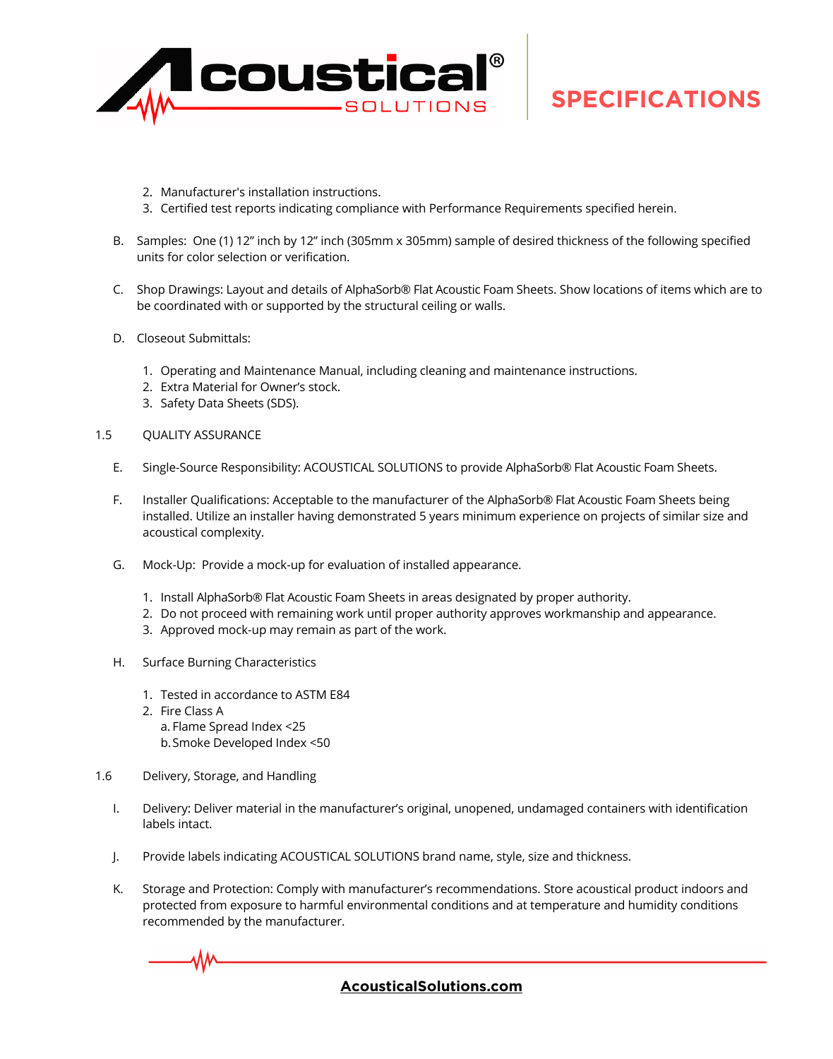2. Manufacturer's installation instructions.
3. Certified test reports indicating compliance with Performance Requirements specified herein.

B. Samples: One (1) 12" inch by 12" inch (305mm x 305mm) sample of desired thickness of the following specified units for color selection or verification.

C. Shop Drawings: Layout and details of AlphaSorb® Flat Acoustic Foam Sheets. Show locations of items which are to be coordinated with or supported by the structural ceiling or walls.

D. Closeout Submittals:

1. Operating and Maintenance Manual, including cleaning and maintenance instructions.
2. Extra Material for Owner's stock.
3. Safety Data Sheets (SDS).

1.5 QUALITY ASSURANCE

E. Single-Source Responsibility: ACOUSTICAL SOLUTIONS to provide AlphaSorb® Flat Acoustic Foam Sheets.

F. Installer Qualifications: Acceptable to the manufacturer of the AlphaSorb® Flat Acoustic Foam Sheets being installed. Utilize an installer having demonstrated 5 years minimum experience on projects of similar size and acoustical complexity.

G. Mock-Up: Provide a mock-up for evaluation of installed appearance.

1. Install AlphaSorb® Flat Acoustic Foam Sheets in areas designated by proper authority.
2. Do not proceed with remaining work until proper authority approves workmanship and appearance.
3. Approved mock-up may remain as part of the work.

H. Surface Burning Characteristics

1. Tested in accordance to ASTM E84
2. Fire Class A
   a. Flame Spread Index <25
   b. Smoke Developed Index <50

1.6 Delivery, Storage, and Handling

I. Delivery: Deliver material in the manufacturer's original, unopened, undamaged containers with identification labels intact.

J. Provide labels indicating ACOUSTICAL SOLUTIONS brand name, style, size and thickness.

K. Storage and Protection: Comply with manufacturer's recommendations. Store acoustical product indoors and protected from exposure to harmful environmental conditions and at temperature and humidity conditions recommended by the manufacturer.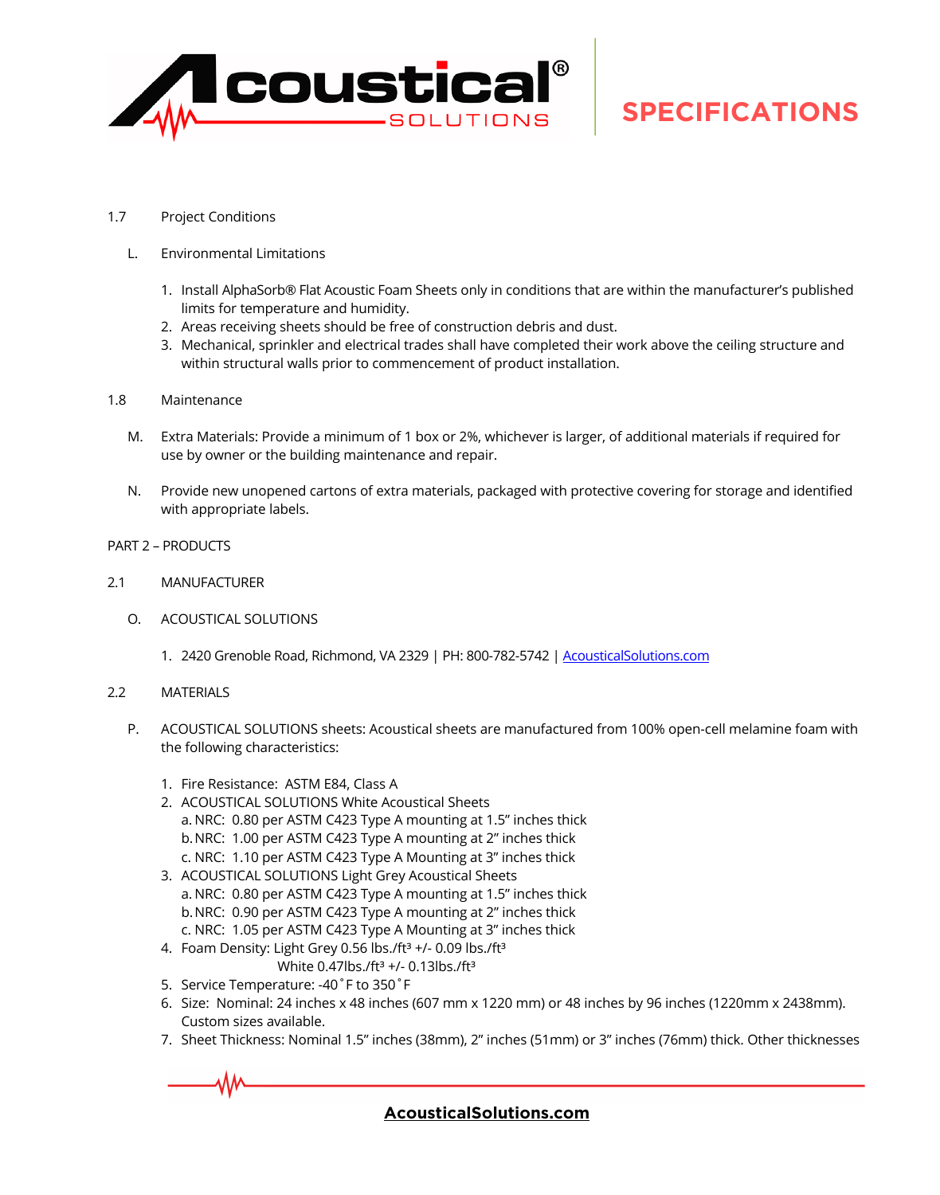1.7 Project Conditions

L. Environmental Limitations

1. Install AlphaSorb® Flat Acoustic Foam Sheets only in conditions that are within the manufacturer's published limits for temperature and humidity.
2. Areas receiving sheets should be free of construction debris and dust.
3. Mechanical, sprinkler and electrical trades shall have completed their work above the ceiling structure and within structural walls prior to commencement of product installation.

1.8 Maintenance

M. Extra Materials: Provide a minimum of 1 box or 2%, whichever is larger, of additional materials if required for use by owner or the building maintenance and repair.

N. Provide new unopened cartons of extra materials, packaged with protective covering for storage and identified with appropriate labels.

PART 2 – PRODUCTS

2.1 MANUFACTURER

O. ACOUSTICAL SOLUTIONS

1. 2420 Grenoble Road, Richmond, VA 2329 | PH: 800-782-5742 | [AcousticalSolutions.com](AcousticalSolutions.com)

2.2 MATERIALS

P. ACOUSTICAL SOLUTIONS sheets: Acoustical sheets are manufactured from 100% open-cell melamine foam with the following characteristics:

1. Fire Resistance: ASTM E84, Class A
2. ACOUSTICAL SOLUTIONS White Acoustical Sheets
   a. NRC: 0.80 per ASTM C423 Type A mounting at 1.5" inches thick
   b. NRC: 1.00 per ASTM C423 Type A mounting at 2" inches thick
   c. NRC: 1.10 per ASTM C423 Type A Mounting at 3" inches thick
3. ACOUSTICAL SOLUTIONS Light Grey Acoustical Sheets
   a. NRC: 0.80 per ASTM C423 Type A mounting at 1.5" inches thick
   b. NRC: 0.90 per ASTM C423 Type A mounting at 2" inches thick
   c. NRC: 1.05 per ASTM C423 Type A Mounting at 3" inches thick
4. Foam Density: Light Grey 0.56 $lbs./ft^3$ +/- 0.09 $lbs./ft^3$
   White 0.47$lbs./ft^3$ +/- 0.13$lbs./ft^3$
5. Service Temperature: -40˚F to 350˚F
6. Size: Nominal: 24 inches x 48 inches (607 mm x 1220 mm) or 48 inches by 96 inches (1220mm x 2438mm). Custom sizes available.
7. Sheet Thickness: Nominal 1.5" inches (38mm), 2" inches (51mm) or 3" inches (76mm) thick. Other thicknesses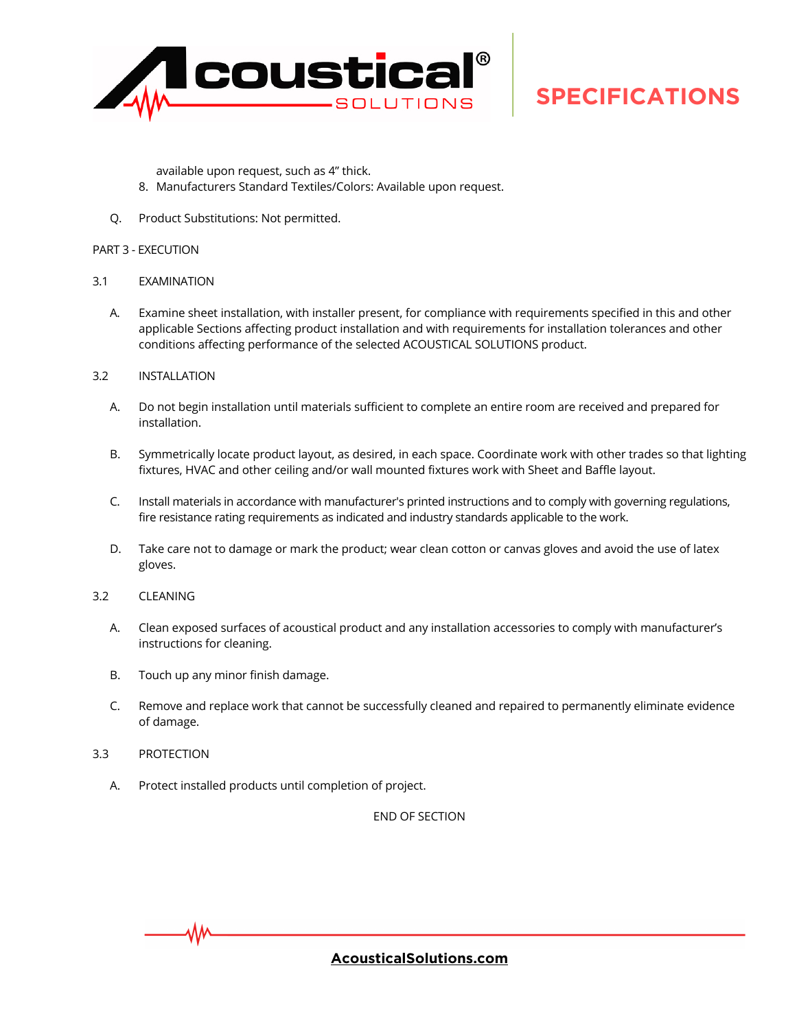available upon request, such as 4" thick.

8. Manufacturers Standard Textiles/Colors: Available upon request.

Q. Product Substitutions: Not permitted.

PART 3 - EXECUTION

3.1 EXAMINATION

A. Examine sheet installation, with installer present, for compliance with requirements specified in this and other applicable Sections affecting product installation and with requirements for installation tolerances and other conditions affecting performance of the selected ACOUSTICAL SOLUTIONS product.

3.2 INSTALLATION

A. Do not begin installation until materials sufficient to complete an entire room are received and prepared for installation.

B. Symmetrically locate product layout, as desired, in each space. Coordinate work with other trades so that lighting fixtures, HVAC and other ceiling and/or wall mounted fixtures work with Sheet and Baffle layout.

C. Install materials in accordance with manufacturer's printed instructions and to comply with governing regulations, fire resistance rating requirements as indicated and industry standards applicable to the work.

D. Take care not to damage or mark the product; wear clean cotton or canvas gloves and avoid the use of latex gloves.

3.2 CLEANING

A. Clean exposed surfaces of acoustical product and any installation accessories to comply with manufacturer's instructions for cleaning.

B. Touch up any minor finish damage.

C. Remove and replace work that cannot be successfully cleaned and repaired to permanently eliminate evidence of damage.

3.3 PROTECTION

A. Protect installed products until completion of project.

END OF SECTION